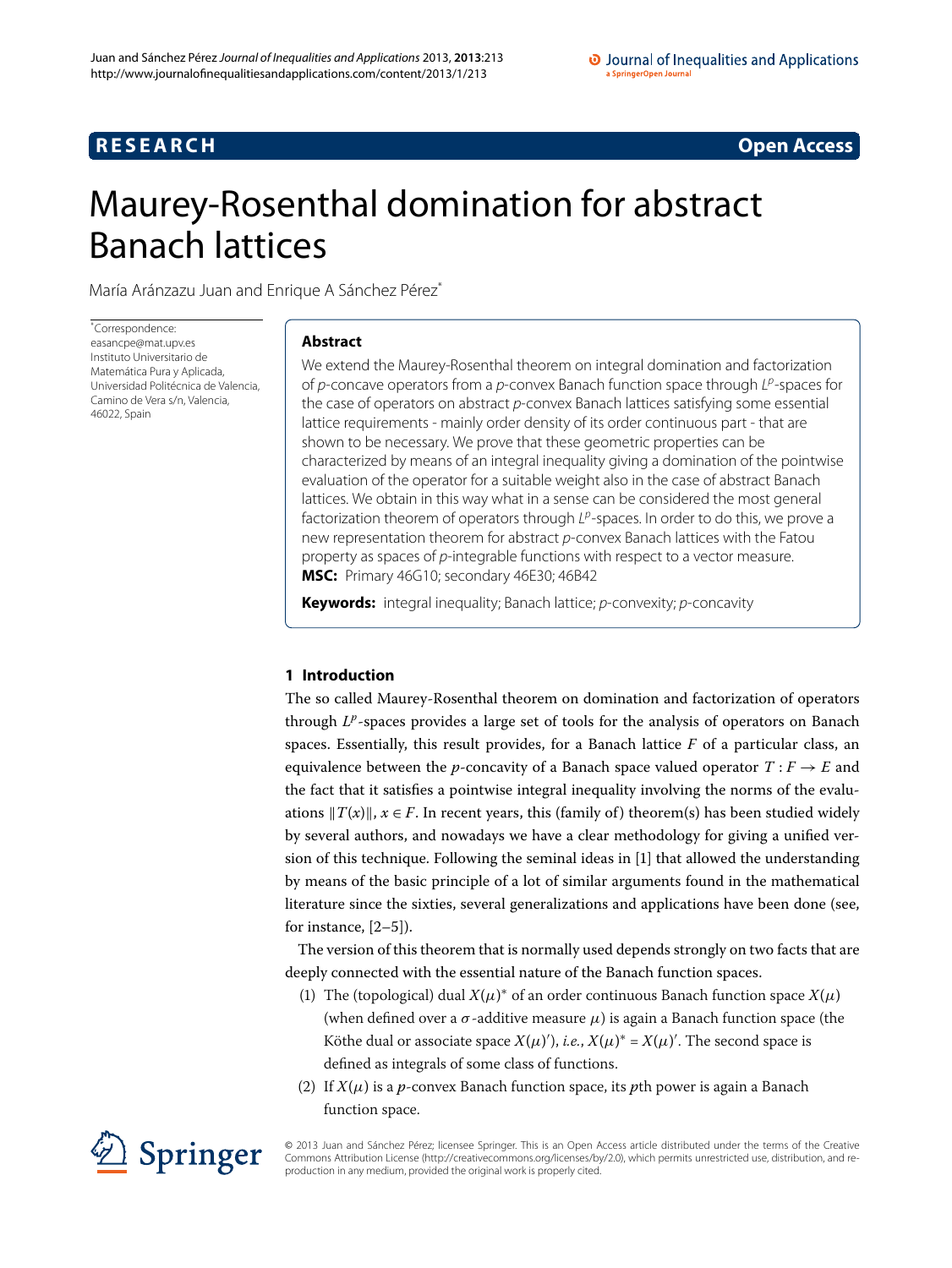**RESEARCH** **Open Access**

# Maurey-Rosenthal domination for abstract Banach lattices

María Aránzazu Juan and Enrique A Sánchez Pérez*

*Correspondence: easancpe@mat.upv.es
Instituto Universitario de Matemática Pura y Aplicada, Universidad Politécnica de Valencia, Camino de Vera s/n, Valencia, 46022, Spain

## Abstract

We extend the Maurey-Rosenthal theorem on integral domination and factorization of $p$-concave operators from a $p$-convex Banach function space through $L^p$-spaces for the case of operators on abstract $p$-convex Banach lattices satisfying some essential lattice requirements - mainly order density of its order continuous part - that are shown to be necessary. We prove that these geometric properties can be characterized by means of an integral inequality giving a domination of the pointwise evaluation of the operator for a suitable weight also in the case of abstract Banach lattices. We obtain in this way what in a sense can be considered the most general factorization theorem of operators through $L^p$-spaces. In order to do this, we prove a new representation theorem for abstract $p$-convex Banach lattices with the Fatou property as spaces of $p$-integrable functions with respect to a vector measure.

**MSC:** Primary 46G10; secondary 46E30; 46B42

**Keywords:** integral inequality; Banach lattice; $p$-convexity; $p$-concavity

## 1 Introduction

The so called Maurey-Rosenthal theorem on domination and factorization of operators through $L^p$-spaces provides a large set of tools for the analysis of operators on Banach spaces. Essentially, this result provides, for a Banach lattice $F$ of a particular class, an equivalence between the $p$-concavity of a Banach space valued operator $T : F \to E$ and the fact that it satisfies a pointwise integral inequality involving the norms of the evaluations $\|T(x)\|$, $x \in F$. In recent years, this (family of) theorem(s) has been studied widely by several authors, and nowadays we have a clear methodology for giving a unified version of this technique. Following the seminal ideas in [1] that allowed the understanding by means of the basic principle of a lot of similar arguments found in the mathematical literature since the sixties, several generalizations and applications have been done (see, for instance, [2–5]).

The version of this theorem that is normally used depends strongly on two facts that are deeply connected with the essential nature of the Banach function spaces.

(1) The (topological) dual $X(\mu)^*$ of an order continuous Banach function space $X(\mu)$ (when defined over a $\sigma$-additive measure $\mu$) is again a Banach function space (the Köthe dual or associate space $X(\mu)'$), *i.e.*, $X(\mu)^* = X(\mu)'$. The second space is defined as integrals of some class of functions.

(2) If $X(\mu)$ is a $p$-convex Banach function space, its $p$th power is again a Banach function space.

© 2013 Juan and Sánchez Pérez; licensee Springer. This is an Open Access article distributed under the terms of the Creative Commons Attribution License (http://creativecommons.org/licenses/by/2.0), which permits unrestricted use, distribution, and reproduction in any medium, provided the original work is properly cited.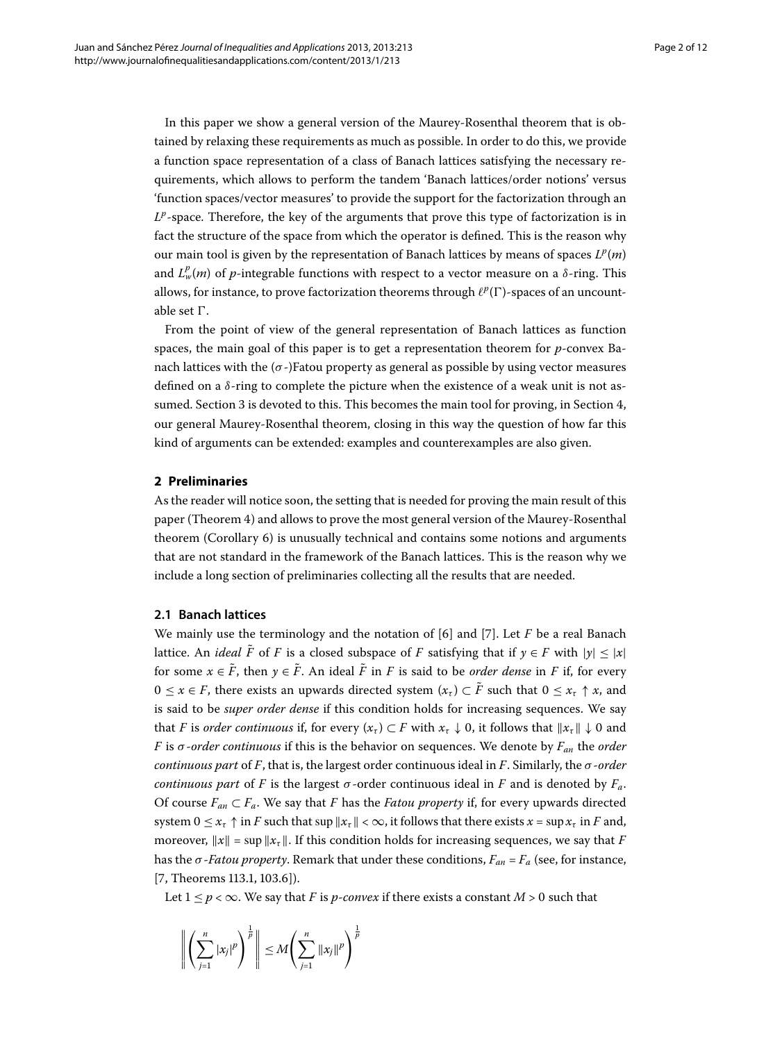In this paper we show a general version of the Maurey-Rosenthal theorem that is obtained by relaxing these requirements as much as possible. In order to do this, we provide a function space representation of a class of Banach lattices satisfying the necessary requirements, which allows to perform the tandem 'Banach lattices/order notions' versus 'function spaces/vector measures' to provide the support for the factorization through an $L^p$-space. Therefore, the key of the arguments that prove this type of factorization is in fact the structure of the space from which the operator is defined. This is the reason why our main tool is given by the representation of Banach lattices by means of spaces $L^p(m)$ and $L^p_w(m)$ of $p$-integrable functions with respect to a vector measure on a $\delta$-ring. This allows, for instance, to prove factorization theorems through $\ell^p(\Gamma)$-spaces of an uncountable set $\Gamma$.

From the point of view of the general representation of Banach lattices as function spaces, the main goal of this paper is to get a representation theorem for $p$-convex Banach lattices with the ($\sigma$-)Fatou property as general as possible by using vector measures defined on a $\delta$-ring to complete the picture when the existence of a weak unit is not assumed. Section 3 is devoted to this. This becomes the main tool for proving, in Section 4, our general Maurey-Rosenthal theorem, closing in this way the question of how far this kind of arguments can be extended: examples and counterexamples are also given.

## 2 Preliminaries

As the reader will notice soon, the setting that is needed for proving the main result of this paper (Theorem 4) and allows to prove the most general version of the Maurey-Rosenthal theorem (Corollary 6) is unusually technical and contains some notions and arguments that are not standard in the framework of the Banach lattices. This is the reason why we include a long section of preliminaries collecting all the results that are needed.

### 2.1 Banach lattices

We mainly use the terminology and the notation of [6] and [7]. Let $F$ be a real Banach lattice. An *ideal* $\tilde{F}$ of $F$ is a closed subspace of $F$ satisfying that if $y \in F$ with $|y| \le |x|$ for some $x \in \tilde{F}$, then $y \in \tilde{F}$. An ideal $\tilde{F}$ in $F$ is said to be *order dense* in $F$ if, for every $0 \le x \in F$, there exists an upwards directed system $(x_\tau) \subset \tilde{F}$ such that $0 \le x_\tau \uparrow x$, and is said to be *super order dense* if this condition holds for increasing sequences. We say that $F$ is *order continuous* if, for every $(x_\tau) \subset F$ with $x_\tau \downarrow 0$, it follows that $\|x_\tau\| \downarrow 0$ and $F$ is *$\sigma$-order continuous* if this is the behavior on sequences. We denote by $F_{an}$ the *order continuous part* of $F$, that is, the largest order continuous ideal in $F$. Similarly, the *$\sigma$-order continuous part* of $F$ is the largest $\sigma$-order continuous ideal in $F$ and is denoted by $F_a$. Of course $F_{an} \subset F_a$. We say that $F$ has the *Fatou property* if, for every upwards directed system $0 \le x_\tau \uparrow$ in $F$ such that $\sup \|x_\tau\| < \infty$, it follows that there exists $x = \sup x_\tau$ in $F$ and, moreover, $\|x\| = \sup \|x_\tau\|$. If this condition holds for increasing sequences, we say that $F$ has the *$\sigma$-Fatou property*. Remark that under these conditions, $F_{an} = F_a$ (see, for instance, [7, Theorems 113.1, 103.6]).

Let $1 \le p < \infty$. We say that $F$ is *p-convex* if there exists a constant $M > 0$ such that

$$\left\| \left( \sum_{j=1}^{n} |x_j|^p \right)^{\frac{1}{p}} \right\| \le M \left( \sum_{j=1}^{n} \|x_j\|^p \right)^{\frac{1}{p}}$$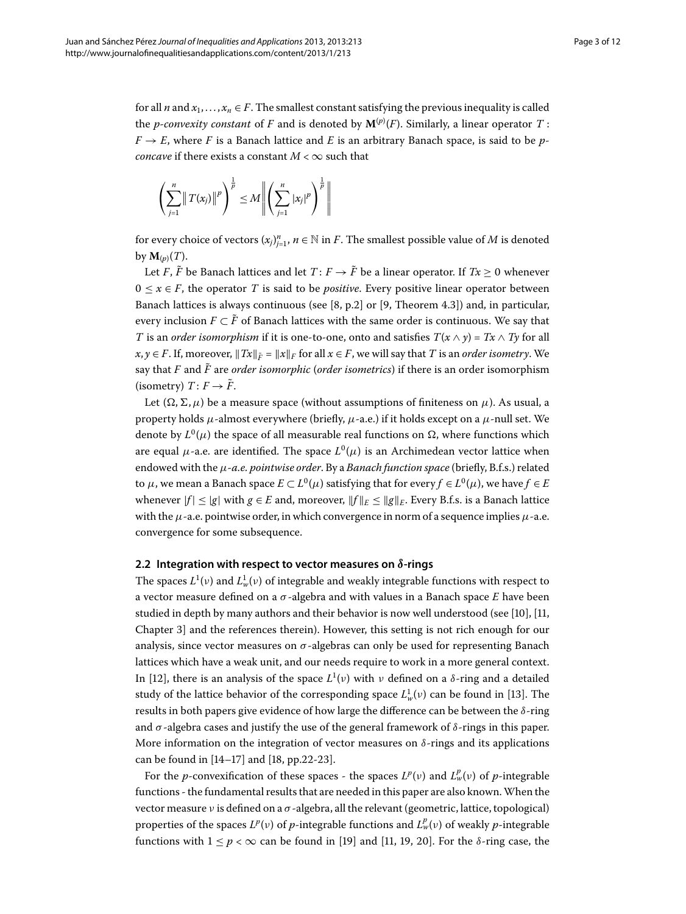for all $n$ and $x_1, \dots, x_n \in F$. The smallest constant satisfying the previous inequality is called the *p-convexity constant* of $F$ and is denoted by $\mathbf{M}^{(p)}(F)$. Similarly, a linear operator $T: F \to E$, where $F$ is a Banach lattice and $E$ is an arbitrary Banach space, is said to be *p-concave* if there exists a constant $M < \infty$ such that

$$\left( \sum_{j=1}^{n} \| T(x_j) \|^p \right)^{\frac{1}{p}} \le M \left\| \left( \sum_{j=1}^{n} |x_j|^p \right)^{\frac{1}{p}} \right\|$$

for every choice of vectors $(x_j)_{j=1}^n$, $n \in \mathbb{N}$ in $F$. The smallest possible value of $M$ is denoted by $\mathbf{M}_{(p)}(T)$.

Let $F$, $\tilde{F}$ be Banach lattices and let $T: F \to \tilde{F}$ be a linear operator. If $Tx \ge 0$ whenever $0 \le x \in F$, the operator $T$ is said to be *positive*. Every positive linear operator between Banach lattices is always continuous (see [8, p.2] or [9, Theorem 4.3]) and, in particular, every inclusion $F \subset \tilde{F}$ of Banach lattices with the same order is continuous. We say that $T$ is an *order isomorphism* if it is one-to-one, onto and satisfies $T(x \wedge y) = Tx \wedge Ty$ for all $x, y \in F$. If, moreover, $\|Tx\|_{\tilde{F}} = \|x\|_F$ for all $x \in F$, we will say that $T$ is an *order isometry*. We say that $F$ and $\tilde{F}$ are *order isomorphic* (*order isometrics*) if there is an order isomorphism (isometry) $T: F \to \tilde{F}$.

Let $(\Omega, \Sigma, \mu)$ be a measure space (without assumptions of finiteness on $\mu$). As usual, a property holds $\mu$-almost everywhere (briefly, $\mu$-a.e.) if it holds except on a $\mu$-null set. We denote by $L^0(\mu)$ the space of all measurable real functions on $\Omega$, where functions which are equal $\mu$-a.e. are identified. The space $L^0(\mu)$ is an Archimedean vector lattice when endowed with the *$\mu$-a.e. pointwise order*. By a *Banach function space* (briefly, B.f.s.) related to $\mu$, we mean a Banach space $E \subset L^0(\mu)$ satisfying that for every $f \in L^0(\mu)$, we have $f \in E$ whenever $|f| \le |g|$ with $g \in E$ and, moreover, $\|f\|_E \le \|g\|_E$. Every B.f.s. is a Banach lattice with the $\mu$-a.e. pointwise order, in which convergence in norm of a sequence implies $\mu$-a.e. convergence for some subsequence.

### 2.2 Integration with respect to vector measures on $\delta$-rings

The spaces $L^1(\nu)$ and $L^1_w(\nu)$ of integrable and weakly integrable functions with respect to a vector measure defined on a $\sigma$-algebra and with values in a Banach space $E$ have been studied in depth by many authors and their behavior is now well understood (see [10], [11, Chapter 3] and the references therein). However, this setting is not rich enough for our analysis, since vector measures on $\sigma$-algebras can only be used for representing Banach lattices which have a weak unit, and our needs require to work in a more general context. In [12], there is an analysis of the space $L^1(\nu)$ with $\nu$ defined on a $\delta$-ring and a detailed study of the lattice behavior of the corresponding space $L^1_w(\nu)$ can be found in [13]. The results in both papers give evidence of how large the difference can be between the $\delta$-ring and $\sigma$-algebra cases and justify the use of the general framework of $\delta$-rings in this paper. More information on the integration of vector measures on $\delta$-rings and its applications can be found in [14–17] and [18, pp.22-23].

For the $p$-convexification of these spaces - the spaces $L^p(\nu)$ and $L^p_w(\nu)$ of $p$-integrable functions - the fundamental results that are needed in this paper are also known. When the vector measure $\nu$ is defined on a $\sigma$-algebra, all the relevant (geometric, lattice, topological) properties of the spaces $L^p(\nu)$ of $p$-integrable functions and $L^p_w(\nu)$ of weakly $p$-integrable functions with $1 \le p < \infty$ can be found in [19] and [11, 19, 20]. For the $\delta$-ring case, the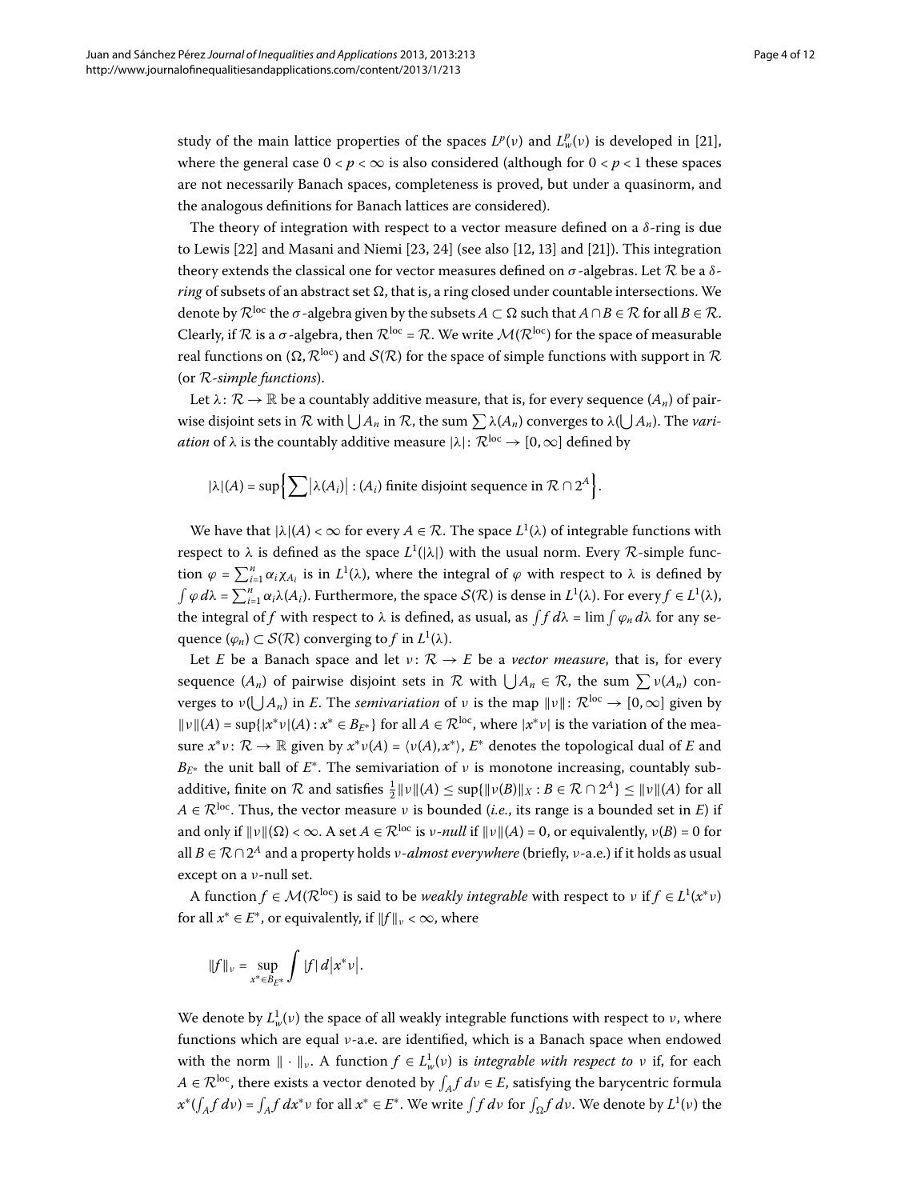study of the main lattice properties of the spaces $L^p(\nu)$ and $L^p_w(\nu)$ is developed in [21], where the general case $0 < p < \infty$ is also considered (although for $0 < p < 1$ these spaces are not necessarily Banach spaces, completeness is proved, but under a quasinorm, and the analogous definitions for Banach lattices are considered).

The theory of integration with respect to a vector measure defined on a $\delta$-ring is due to Lewis [22] and Masani and Niemi [23, 24] (see also [12, 13] and [21]). This integration theory extends the classical one for vector measures defined on $\sigma$-algebras. Let $\mathcal{R}$ be a *$\delta$-ring* of subsets of an abstract set $\Omega$, that is, a ring closed under countable intersections. We denote by $\mathcal{R}^{\text{loc}}$ the $\sigma$-algebra given by the subsets $A \subset \Omega$ such that $A \cap B \in \mathcal{R}$ for all $B \in \mathcal{R}$. Clearly, if $\mathcal{R}$ is a $\sigma$-algebra, then $\mathcal{R}^{\text{loc}} = \mathcal{R}$. We write $\mathcal{M}(\mathcal{R}^{\text{loc}})$ for the space of measurable real functions on $(\Omega, \mathcal{R}^{\text{loc}})$ and $\mathcal{S}(\mathcal{R})$ for the space of simple functions with support in $\mathcal{R}$ (or *$\mathcal{R}$-simple functions*).

Let $\lambda : \mathcal{R} \to \mathbb{R}$ be a countably additive measure, that is, for every sequence $(A_n)$ of pairwise disjoint sets in $\mathcal{R}$ with $\bigcup A_n$ in $\mathcal{R}$, the sum $\sum \lambda(A_n)$ converges to $\lambda(\bigcup A_n)$. The *variation* of $\lambda$ is the countably additive measure $|\lambda| : \mathcal{R}^{\text{loc}} \to [0, \infty]$ defined by

$$|\lambda|(A) = \sup\Big\{ \sum \big|\lambda(A_i)\big| : (A_i) \text{ finite disjoint sequence in } \mathcal{R} \cap 2^A \Big\}.$$

We have that $|\lambda|(A) < \infty$ for every $A \in \mathcal{R}$. The space $L^1(\lambda)$ of integrable functions with respect to $\lambda$ is defined as the space $L^1(|\lambda|)$ with the usual norm. Every $\mathcal{R}$-simple function $\varphi = \sum_{i=1}^n \alpha_i \chi_{A_i}$ is in $L^1(\lambda)$, where the integral of $\varphi$ with respect to $\lambda$ is defined by $\int \varphi \, d\lambda = \sum_{i=1}^n \alpha_i \lambda(A_i)$. Furthermore, the space $\mathcal{S}(\mathcal{R})$ is dense in $L^1(\lambda)$. For every $f \in L^1(\lambda)$, the integral of $f$ with respect to $\lambda$ is defined, as usual, as $\int f \, d\lambda = \lim \int \varphi_n \, d\lambda$ for any sequence $(\varphi_n) \subset \mathcal{S}(\mathcal{R})$ converging to $f$ in $L^1(\lambda)$.

Let $E$ be a Banach space and let $\nu : \mathcal{R} \to E$ be a *vector measure*, that is, for every sequence $(A_n)$ of pairwise disjoint sets in $\mathcal{R}$ with $\bigcup A_n \in \mathcal{R}$, the sum $\sum \nu(A_n)$ converges to $\nu(\bigcup A_n)$ in $E$. The *semivariation* of $\nu$ is the map $\|\nu\| : \mathcal{R}^{\text{loc}} \to [0, \infty]$ given by $\|\nu\|(A) = \sup\{|x^*\nu|(A) : x^* \in B_{E^*}\}$ for all $A \in \mathcal{R}^{\text{loc}}$, where $|x^*\nu|$ is the variation of the measure $x^*\nu : \mathcal{R} \to \mathbb{R}$ given by $x^*\nu(A) = \langle \nu(A), x^* \rangle$, $E^*$ denotes the topological dual of $E$ and $B_{E^*}$ the unit ball of $E^*$. The semivariation of $\nu$ is monotone increasing, countably subadditive, finite on $\mathcal{R}$ and satisfies $\frac{1}{2}\|\nu\|(A) \le \sup\{\|\nu(B)\|_X : B \in \mathcal{R} \cap 2^A\} \le \|\nu\|(A)$ for all $A \in \mathcal{R}^{\text{loc}}$. Thus, the vector measure $\nu$ is bounded (*i.e.*, its range is a bounded set in $E$) if and only if $\|\nu\|(\Omega) < \infty$. A set $A \in \mathcal{R}^{\text{loc}}$ is *$\nu$-null* if $\|\nu\|(A) = 0$, or equivalently, $\nu(B) = 0$ for all $B \in \mathcal{R} \cap 2^A$ and a property holds *$\nu$-almost everywhere* (briefly, $\nu$-a.e.) if it holds as usual except on a $\nu$-null set.

A function $f \in \mathcal{M}(\mathcal{R}^{\text{loc}})$ is said to be *weakly integrable* with respect to $\nu$ if $f \in L^1(x^*\nu)$ for all $x^* \in E^*$, or equivalently, if $\|f\|_\nu < \infty$, where

$$\|f\|_\nu = \sup_{x^* \in B_{E^*}} \int |f| \, d\big|x^*\nu\big|.$$

We denote by $L^1_w(\nu)$ the space of all weakly integrable functions with respect to $\nu$, where functions which are equal $\nu$-a.e. are identified, which is a Banach space when endowed with the norm $\|\cdot\|_\nu$. A function $f \in L^1_w(\nu)$ is *integrable with respect to* $\nu$ if, for each $A \in \mathcal{R}^{\text{loc}}$, there exists a vector denoted by $\int_A f \, d\nu \in E$, satisfying the barycentric formula $x^*(\int_A f \, d\nu) = \int_A f \, dx^*\nu$ for all $x^* \in E^*$. We write $\int f \, d\nu$ for $\int_\Omega f \, d\nu$. We denote by $L^1(\nu)$ the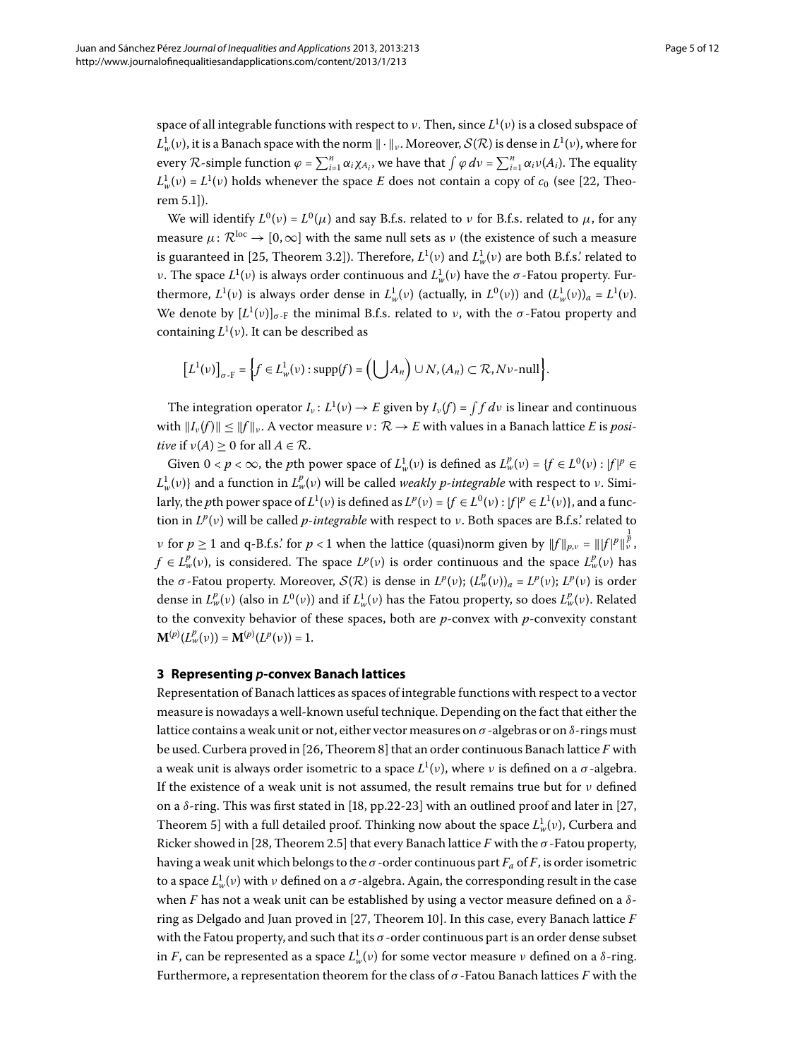space of all integrable functions with respect to $\nu$. Then, since $L^1(\nu)$ is a closed subspace of $L^1_w(\nu)$, it is a Banach space with the norm $\|\cdot\|_\nu$. Moreover, $\mathcal{S}(\mathcal{R})$ is dense in $L^1(\nu)$, where for every $\mathcal{R}$-simple function $\varphi = \sum_{i=1}^n \alpha_i \chi_{A_i}$, we have that $\int \varphi\, d\nu = \sum_{i=1}^n \alpha_i \nu(A_i)$. The equality $L^1_w(\nu) = L^1(\nu)$ holds whenever the space $E$ does not contain a copy of $c_0$ (see [22, Theorem 5.1]).

We will identify $L^0(\nu) = L^0(\mu)$ and say B.f.s. related to $\nu$ for B.f.s. related to $\mu$, for any measure $\mu\colon \mathcal{R}^{\mathrm{loc}} \to [0,\infty]$ with the same null sets as $\nu$ (the existence of such a measure is guaranteed in [25, Theorem 3.2]). Therefore, $L^1(\nu)$ and $L^1_w(\nu)$ are both B.f.s.' related to $\nu$. The space $L^1(\nu)$ is always order continuous and $L^1_w(\nu)$ have the $\sigma$-Fatou property. Furthermore, $L^1(\nu)$ is always order dense in $L^1_w(\nu)$ (actually, in $L^0(\nu)$) and $(L^1_w(\nu))_a = L^1(\nu)$. We denote by $[L^1(\nu)]_{\sigma\text{-F}}$ the minimal B.f.s. related to $\nu$, with the $\sigma$-Fatou property and containing $L^1(\nu)$. It can be described as

$$\left[L^1(\nu)\right]_{\sigma\text{-F}} = \left\{f \in L^1_w(\nu) : \operatorname{supp}(f) = \left(\bigcup A_n\right) \cup N, (A_n) \subset \mathcal{R}, N\nu\text{-null}\right\}.$$

The integration operator $I_\nu\colon L^1(\nu) \to E$ given by $I_\nu(f) = \int f\, d\nu$ is linear and continuous with $\|I_\nu(f)\| \le \|f\|_\nu$. A vector measure $\nu\colon \mathcal{R} \to E$ with values in a Banach lattice $E$ is *positive* if $\nu(A) \ge 0$ for all $A \in \mathcal{R}$.

Given $0 < p < \infty$, the $p$th power space of $L^1_w(\nu)$ is defined as $L^p_w(\nu) = \{f \in L^0(\nu) : |f|^p \in L^1_w(\nu)\}$ and a function in $L^p_w(\nu)$ will be called *weakly $p$-integrable* with respect to $\nu$. Similarly, the $p$th power space of $L^1(\nu)$ is defined as $L^p(\nu) = \{f \in L^0(\nu) : |f|^p \in L^1(\nu)\}$, and a function in $L^p(\nu)$ will be called *$p$-integrable* with respect to $\nu$. Both spaces are B.f.s.' related to $\nu$ for $p \ge 1$ and q-B.f.s.' for $p < 1$ when the lattice (quasi)norm given by $\|f\|_{p,\nu} = \||f|^p\|_\nu^{\frac{1}{p}}$, $f \in L^p_w(\nu)$, is considered. The space $L^p(\nu)$ is order continuous and the space $L^p_w(\nu)$ has the $\sigma$-Fatou property. Moreover, $\mathcal{S}(\mathcal{R})$ is dense in $L^p(\nu)$; $(L^p_w(\nu))_a = L^p(\nu)$; $L^p(\nu)$ is order dense in $L^p_w(\nu)$ (also in $L^0(\nu)$) and if $L^1_w(\nu)$ has the Fatou property, so does $L^p_w(\nu)$. Related to the convexity behavior of these spaces, both are $p$-convex with $p$-convexity constant $\mathbf{M}^{(p)}(L^p_w(\nu)) = \mathbf{M}^{(p)}(L^p(\nu)) = 1$.

## 3 Representing $p$-convex Banach lattices

Representation of Banach lattices as spaces of integrable functions with respect to a vector measure is nowadays a well-known useful technique. Depending on the fact that either the lattice contains a weak unit or not, either vector measures on $\sigma$-algebras or on $\delta$-rings must be used. Curbera proved in [26, Theorem 8] that an order continuous Banach lattice $F$ with a weak unit is always order isometric to a space $L^1(\nu)$, where $\nu$ is defined on a $\sigma$-algebra. If the existence of a weak unit is not assumed, the result remains true but for $\nu$ defined on a $\delta$-ring. This was first stated in [18, pp.22-23] with an outlined proof and later in [27, Theorem 5] with a full detailed proof. Thinking now about the space $L^1_w(\nu)$, Curbera and Ricker showed in [28, Theorem 2.5] that every Banach lattice $F$ with the $\sigma$-Fatou property, having a weak unit which belongs to the $\sigma$-order continuous part $F_a$ of $F$, is order isometric to a space $L^1_w(\nu)$ with $\nu$ defined on a $\sigma$-algebra. Again, the corresponding result in the case when $F$ has not a weak unit can be established by using a vector measure defined on a $\delta$-ring as Delgado and Juan proved in [27, Theorem 10]. In this case, every Banach lattice $F$ with the Fatou property, and such that its $\sigma$-order continuous part is an order dense subset in $F$, can be represented as a space $L^1_w(\nu)$ for some vector measure $\nu$ defined on a $\delta$-ring. Furthermore, a representation theorem for the class of $\sigma$-Fatou Banach lattices $F$ with the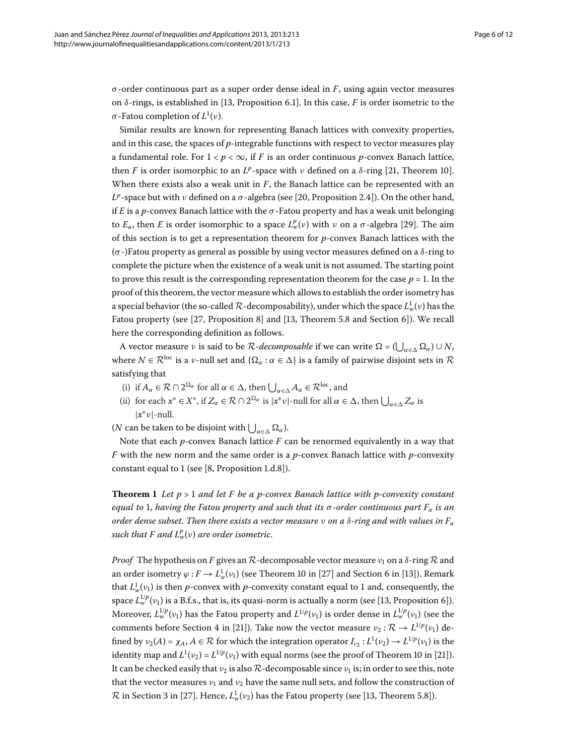$\sigma$-order continuous part as a super order dense ideal in $F$, using again vector measures on $\delta$-rings, is established in [13, Proposition 6.1]. In this case, $F$ is order isometric to the $\sigma$-Fatou completion of $L^1(\nu)$.

Similar results are known for representing Banach lattices with convexity properties, and in this case, the spaces of $p$-integrable functions with respect to vector measures play a fundamental role. For $1 < p < \infty$, if $F$ is an order continuous $p$-convex Banach lattice, then $F$ is order isomorphic to an $L^p$-space with $\nu$ defined on a $\delta$-ring [21, Theorem 10]. When there exists also a weak unit in $F$, the Banach lattice can be represented with an $L^p$-space but with $\nu$ defined on a $\sigma$-algebra (see [20, Proposition 2.4]). On the other hand, if $E$ is a $p$-convex Banach lattice with the $\sigma$-Fatou property and has a weak unit belonging to $E_a$, then $E$ is order isomorphic to a space $L^p_w(\nu)$ with $\nu$ on a $\sigma$-algebra [29]. The aim of this section is to get a representation theorem for $p$-convex Banach lattices with the ($\sigma$-)Fatou property as general as possible by using vector measures defined on a $\delta$-ring to complete the picture when the existence of a weak unit is not assumed. The starting point to prove this result is the corresponding representation theorem for the case $p = 1$. In the proof of this theorem, the vector measure which allows to establish the order isometry has a special behavior (the so-called $\mathcal{R}$-decomposability), under which the space $L^1_w(\nu)$ has the Fatou property (see [27, Proposition 8] and [13, Theorem 5.8 and Section 6]). We recall here the corresponding definition as follows.

A vector measure $\nu$ is said to be *$\mathcal{R}$-decomposable* if we can write $\Omega = (\bigcup_{\alpha\in\Delta}\Omega_\alpha) \cup N$, where $N \in \mathcal{R}^{\text{loc}}$ is a $\nu$-null set and $\{\Omega_\alpha : \alpha \in \Delta\}$ is a family of pairwise disjoint sets in $\mathcal{R}$ satisfying that

(i) if $A_\alpha \in \mathcal{R} \cap 2^{\Omega_\alpha}$ for all $\alpha \in \Delta$, then $\bigcup_{\alpha\in\Delta} A_\alpha \in \mathcal{R}^{\text{loc}}$, and

(ii) for each $x^* \in X^*$, if $Z_\alpha \in \mathcal{R} \cap 2^{\Omega_\alpha}$ is $|x^*\nu|$-null for all $\alpha \in \Delta$, then $\bigcup_{\alpha\in\Delta} Z_\alpha$ is $|x^*\nu|$-null.

($N$ can be taken to be disjoint with $\bigcup_{\alpha\in\Delta}\Omega_\alpha$).

Note that each $p$-convex Banach lattice $F$ can be renormed equivalently in a way that $F$ with the new norm and the same order is a $p$-convex Banach lattice with $p$-convexity constant equal to 1 (see [8, Proposition 1.d.8]).

**Theorem 1** *Let $p > 1$ and let $F$ be a $p$-convex Banach lattice with $p$-convexity constant equal to* 1, *having the Fatou property and such that its $\sigma$-order continuous part $F_a$ is an order dense subset. Then there exists a vector measure $\nu$ on a $\delta$-ring and with values in $F_a$ such that $F$ and $L^p_w(\nu)$ are order isometric.*

*Proof* The hypothesis on $F$ gives an $\mathcal{R}$-decomposable vector measure $\nu_1$ on a $\delta$-ring $\mathcal{R}$ and an order isometry $\varphi : F \to L^1_w(\nu_1)$ (see Theorem 10 in [27] and Section 6 in [13]). Remark that $L^1_w(\nu_1)$ is then $p$-convex with $p$-convexity constant equal to 1 and, consequently, the space $L^{1/p}_w(\nu_1)$ is a B.f.s., that is, its quasi-norm is actually a norm (see [13, Proposition 6]). Moreover, $L^{1/p}_w(\nu_1)$ has the Fatou property and $L^{1/p}(\nu_1)$ is order dense in $L^{1/p}_w(\nu_1)$ (see the comments before Section 4 in [21]). Take now the vector measure $\nu_2 : \mathcal{R} \to L^{1/p}(\nu_1)$ defined by $\nu_2(A) = \chi_A$, $A \in \mathcal{R}$ for which the integration operator $I_{\nu_2} : L^1(\nu_2) \to L^{1/p}(\nu_1)$ is the identity map and $L^1(\nu_2) = L^{1/p}(\nu_1)$ with equal norms (see the proof of Theorem 10 in [21]). It can be checked easily that $\nu_2$ is also $\mathcal{R}$-decomposable since $\nu_1$ is; in order to see this, note that the vector measures $\nu_1$ and $\nu_2$ have the same null sets, and follow the construction of $\mathcal{R}$ in Section 3 in [27]. Hence, $L^1_w(\nu_2)$ has the Fatou property (see [13, Theorem 5.8]).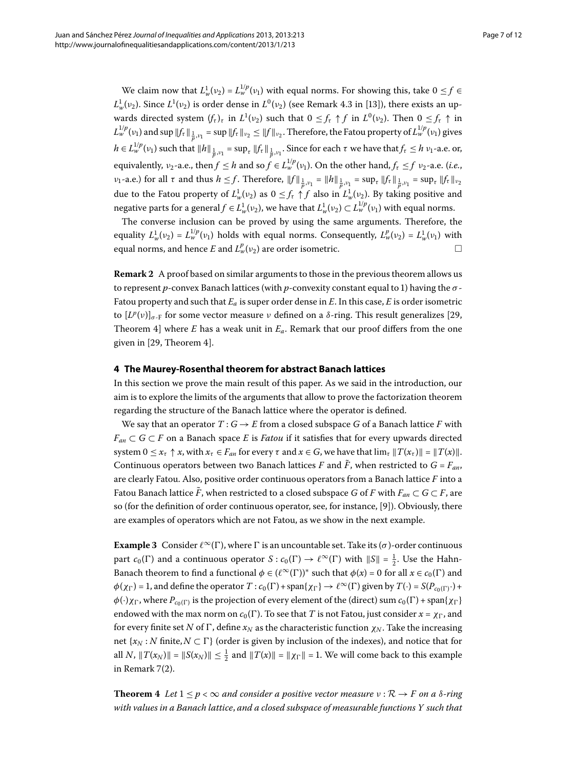We claim now that $L_w^1(\nu_2) = L_w^{1/p}(\nu_1)$ with equal norms. For showing this, take $0 \le f \in L_w^1(\nu_2)$. Since $L^1(\nu_2)$ is order dense in $L^0(\nu_2)$ (see Remark 4.3 in [13]), there exists an upwards directed system $(f_\tau)_\tau$ in $L^1(\nu_2)$ such that $0 \le f_\tau \uparrow f$ in $L^0(\nu_2)$. Then $0 \le f_\tau \uparrow$ in $L_w^{1/p}(\nu_1)$ and $\sup \|f_\tau\|_{\frac{1}{p},\nu_1} = \sup \|f_\tau\|_{\nu_2} \le \|f\|_{\nu_2}$. Therefore, the Fatou property of $L_w^{1/p}(\nu_1)$ gives $h \in L_w^{1/p}(\nu_1)$ such that $\|h\|_{\frac{1}{p},\nu_1} = \sup_\tau \|f_\tau\|_{\frac{1}{p},\nu_1}$. Since for each $\tau$ we have that $f_\tau \le h$ $\nu_1$-a.e. or, equivalently, $\nu_2$-a.e., then $f \le h$ and so $f \in L_w^{1/p}(\nu_1)$. On the other hand, $f_\tau \le f$ $\nu_2$-a.e. (*i.e.*, $\nu_1$-a.e.) for all $\tau$ and thus $h \le f$. Therefore, $\|f\|_{\frac{1}{p},\nu_1} = \|h\|_{\frac{1}{p},\nu_1} = \sup_\tau \|f_\tau\|_{\frac{1}{p},\nu_1} = \sup_\tau \|f_\tau\|_{\nu_2}$ due to the Fatou property of $L_w^1(\nu_2)$ as $0 \le f_\tau \uparrow f$ also in $L_w^1(\nu_2)$. By taking positive and negative parts for a general $f \in L_w^1(\nu_2)$, we have that $L_w^1(\nu_2) \subset L_w^{1/p}(\nu_1)$ with equal norms.

The converse inclusion can be proved by using the same arguments. Therefore, the equality $L_w^1(\nu_2) = L_w^{1/p}(\nu_1)$ holds with equal norms. Consequently, $L_w^p(\nu_2) = L_w^1(\nu_1)$ with equal norms, and hence $E$ and $L_w^p(\nu_2)$ are order isometric. □

**Remark 2** A proof based on similar arguments to those in the previous theorem allows us to represent $p$-convex Banach lattices (with $p$-convexity constant equal to 1) having the $\sigma$-Fatou property and such that $E_a$ is super order dense in $E$. In this case, $E$ is order isometric to $[L^p(\nu)]_{\sigma\text{-F}}$ for some vector measure $\nu$ defined on a $\delta$-ring. This result generalizes [29, Theorem 4] where $E$ has a weak unit in $E_a$. Remark that our proof differs from the one given in [29, Theorem 4].

## 4 The Maurey-Rosenthal theorem for abstract Banach lattices

In this section we prove the main result of this paper. As we said in the introduction, our aim is to explore the limits of the arguments that allow to prove the factorization theorem regarding the structure of the Banach lattice where the operator is defined.

We say that an operator $T : G \to E$ from a closed subspace $G$ of a Banach lattice $F$ with $F_{an} \subset G \subset F$ on a Banach space $E$ is *Fatou* if it satisfies that for every upwards directed system $0 \le x_\tau \uparrow x$, with $x_\tau \in F_{an}$ for every $\tau$ and $x \in G$, we have that $\lim_\tau \|T(x_\tau)\| = \|T(x)\|$. Continuous operators between two Banach lattices $F$ and $\tilde{F}$, when restricted to $G = F_{an}$, are clearly Fatou. Also, positive order continuous operators from a Banach lattice $F$ into a Fatou Banach lattice $\tilde{F}$, when restricted to a closed subspace $G$ of $F$ with $F_{an} \subset G \subset F$, are so (for the definition of order continuous operator, see, for instance, [9]). Obviously, there are examples of operators which are not Fatou, as we show in the next example.

**Example 3** Consider $\ell^\infty(\Gamma)$, where $\Gamma$ is an uncountable set. Take its ($\sigma$)-order continuous part $c_0(\Gamma)$ and a continuous operator $S : c_0(\Gamma) \to \ell^\infty(\Gamma)$ with $\|S\| = \frac{1}{2}$. Use the Hahn-Banach theorem to find a functional $\phi \in (\ell^\infty(\Gamma))^*$ such that $\phi(x) = 0$ for all $x \in c_0(\Gamma)$ and $\phi(\chi_\Gamma) = 1$, and define the operator $T : c_0(\Gamma) + \operatorname{span}\{\chi_\Gamma\} \to \ell^\infty(\Gamma)$ given by $T(\cdot) = S(P_{c_0(\Gamma)}\cdot) + \phi(\cdot)\chi_\Gamma$, where $P_{c_0(\Gamma)}$ is the projection of every element of the (direct) sum $c_0(\Gamma) + \operatorname{span}\{\chi_\Gamma\}$ endowed with the max norm on $c_0(\Gamma)$. To see that $T$ is not Fatou, just consider $x = \chi_\Gamma$, and for every finite set $N$ of $\Gamma$, define $x_N$ as the characteristic function $\chi_N$. Take the increasing net $\{x_N : N \text{ finite}, N \subset \Gamma\}$ (order is given by inclusion of the indexes), and notice that for all $N$, $\|T(x_N)\| = \|S(x_N)\| \le \frac{1}{2}$ and $\|T(x)\| = \|\chi_\Gamma\| = 1$. We will come back to this example in Remark 7(2).

**Theorem 4** *Let $1 \le p < \infty$ and consider a positive vector measure $\nu : \mathcal{R} \to F$ on a $\delta$-ring with values in a Banach lattice, and a closed subspace of measurable functions $Y$ such that*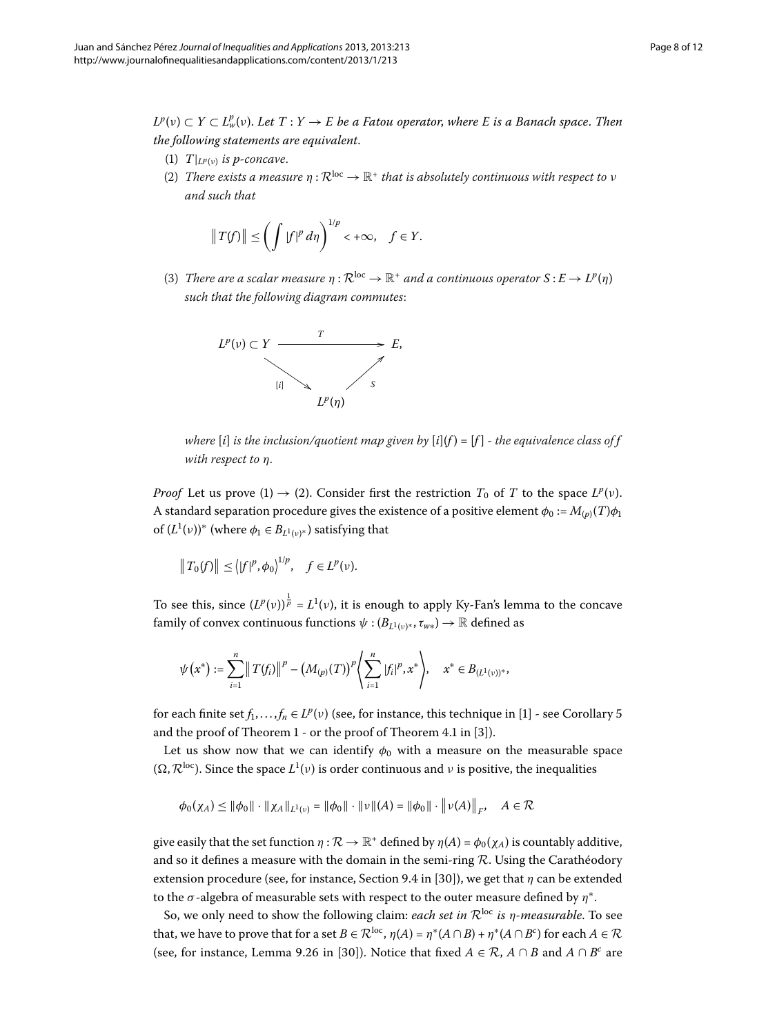$L^p(\nu) \subset Y \subset L^p_w(\nu)$. *Let* $T : Y \to E$ *be a Fatou operator, where* $E$ *is a Banach space. Then the following statements are equivalent.*

1. $T|_{L^p(\nu)}$ *is* $p$*-concave.*
2. *There exists a measure* $\eta : \mathcal{R}^{\mathrm{loc}} \to \mathbb{R}^+$ *that is absolutely continuous with respect to* $\nu$ *and such that*

$$\|T(f)\| \le \left( \int |f|^p \, d\eta \right)^{1/p} < +\infty, \quad f \in Y.$$

3. *There are a scalar measure* $\eta : \mathcal{R}^{\mathrm{loc}} \to \mathbb{R}^+$ *and a continuous operator* $S : E \to L^p(\eta)$ *such that the following diagram commutes*:

$$\begin{array}{ccc} L^p(\nu) \subset Y & \xrightarrow{\quad T \quad} & E, \\ & {\scriptstyle [i]}\searrow \quad \nearrow{\scriptstyle S} & \\ & L^p(\eta) & \end{array}$$

*where* $[i]$ *is the inclusion/quotient map given by* $[i](f) = [f]$ *- the equivalence class of* $f$ *with respect to* $\eta$*.*

*Proof* Let us prove (1) → (2). Consider first the restriction $T_0$ of $T$ to the space $L^p(\nu)$. A standard separation procedure gives the existence of a positive element $\phi_0 := M_{(p)}(T)\phi_1$ of $(L^1(\nu))^*$ (where $\phi_1 \in B_{L^1(\nu)^*}$) satisfying that

$$\|T_0(f)\| \le \langle |f|^p, \phi_0 \rangle^{1/p}, \quad f \in L^p(\nu).$$

To see this, since $(L^p(\nu))^{\frac{1}{p}} = L^1(\nu)$, it is enough to apply Ky-Fan's lemma to the concave family of convex continuous functions $\psi : (B_{L^1(\nu)^*}, \tau_{w*}) \to \mathbb{R}$ defined as

$$\psi(x^*) := \sum_{i=1}^n \|T(f_i)\|^p - (M_{(p)}(T))^p \left\langle \sum_{i=1}^n |f_i|^p, x^* \right\rangle, \quad x^* \in B_{(L^1(\nu))^*},$$

for each finite set $f_1, \dots, f_n \in L^p(\nu)$ (see, for instance, this technique in [1] - see Corollary 5 and the proof of Theorem 1 - or the proof of Theorem 4.1 in [3]).

Let us show now that we can identify $\phi_0$ with a measure on the measurable space $(\Omega, \mathcal{R}^{\mathrm{loc}})$. Since the space $L^1(\nu)$ is order continuous and $\nu$ is positive, the inequalities

$$\phi_0(\chi_A) \le \|\phi_0\| \cdot \|\chi_A\|_{L^1(\nu)} = \|\phi_0\| \cdot \|\nu\|(A) = \|\phi_0\| \cdot \|\nu(A)\|_F, \quad A \in \mathcal{R}$$

give easily that the set function $\eta : \mathcal{R} \to \mathbb{R}^+$ defined by $\eta(A) = \phi_0(\chi_A)$ is countably additive, and so it defines a measure with the domain in the semi-ring $\mathcal{R}$. Using the Carathéodory extension procedure (see, for instance, Section 9.4 in [30]), we get that $\eta$ can be extended to the $\sigma$-algebra of measurable sets with respect to the outer measure defined by $\eta^*$.

So, we only need to show the following claim: *each set in* $\mathcal{R}^{\mathrm{loc}}$ *is* $\eta$*-measurable.* To see that, we have to prove that for a set $B \in \mathcal{R}^{\mathrm{loc}}$, $\eta(A) = \eta^*(A \cap B) + \eta^*(A \cap B^c)$ for each $A \in \mathcal{R}$ (see, for instance, Lemma 9.26 in [30]). Notice that fixed $A \in \mathcal{R}$, $A \cap B$ and $A \cap B^c$ are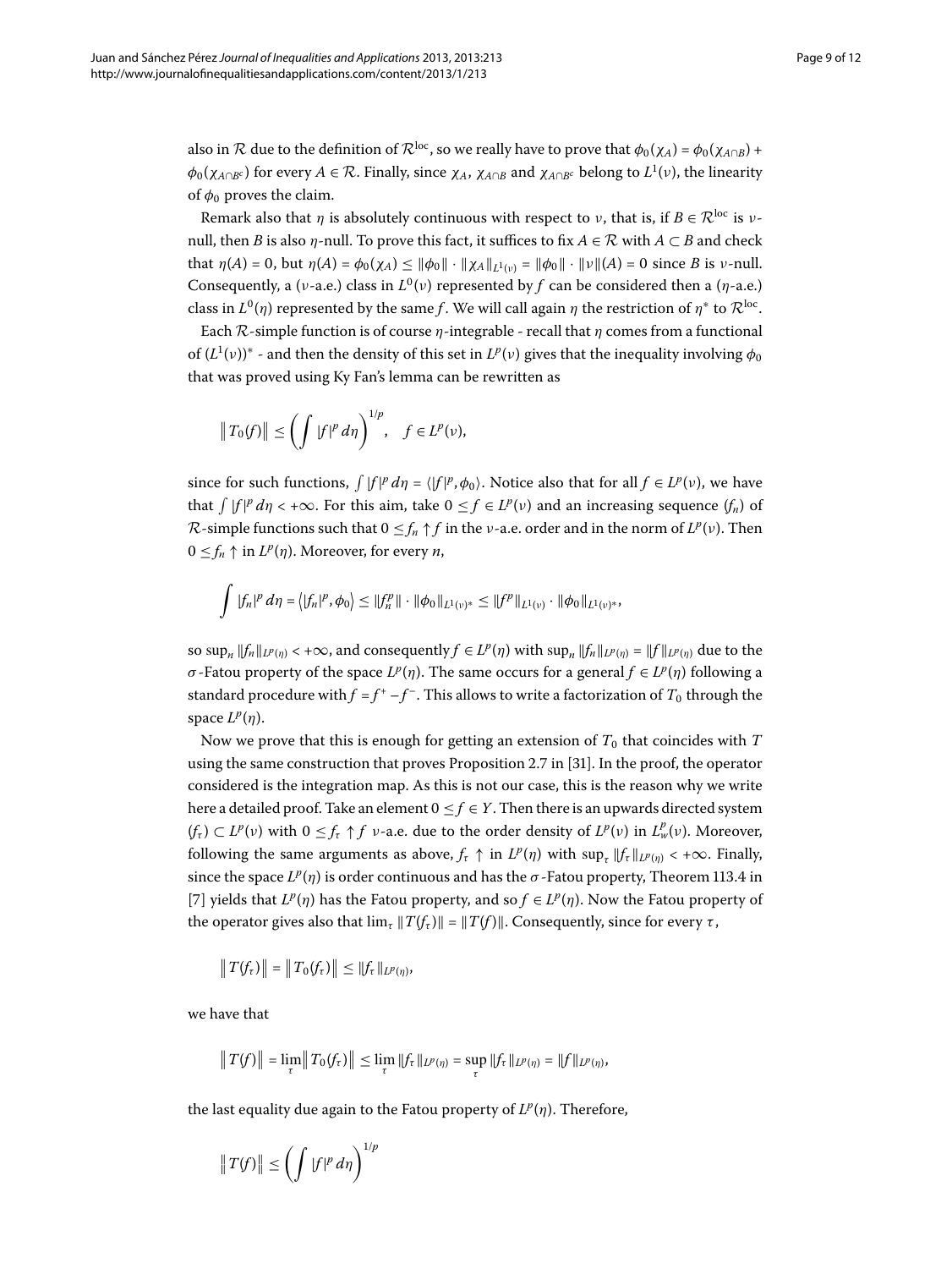also in $\mathcal{R}$ due to the definition of $\mathcal{R}^{\text{loc}}$, so we really have to prove that $\phi_0(\chi_A) = \phi_0(\chi_{A\cap B}) + \phi_0(\chi_{A\cap B^c})$ for every $A \in \mathcal{R}$. Finally, since $\chi_A$, $\chi_{A\cap B}$ and $\chi_{A\cap B^c}$ belong to $L^1(\nu)$, the linearity of $\phi_0$ proves the claim.

Remark also that $\eta$ is absolutely continuous with respect to $\nu$, that is, if $B \in \mathcal{R}^{\text{loc}}$ is $\nu$-null, then $B$ is also $\eta$-null. To prove this fact, it suffices to fix $A \in \mathcal{R}$ with $A \subset B$ and check that $\eta(A) = 0$, but $\eta(A) = \phi_0(\chi_A) \leq \|\phi_0\| \cdot \|\chi_A\|_{L^1(\nu)} = \|\phi_0\| \cdot \|\nu\|(A) = 0$ since $B$ is $\nu$-null. Consequently, a ($\nu$-a.e.) class in $L^0(\nu)$ represented by $f$ can be considered then a ($\eta$-a.e.) class in $L^0(\eta)$ represented by the same $f$. We will call again $\eta$ the restriction of $\eta^*$ to $\mathcal{R}^{\text{loc}}$.

Each $\mathcal{R}$-simple function is of course $\eta$-integrable - recall that $\eta$ comes from a functional of $(L^1(\nu))^*$ - and then the density of this set in $L^p(\nu)$ gives that the inequality involving $\phi_0$ that was proved using Ky Fan's lemma can be rewritten as

$$\left\| T_0(f) \right\| \leq \left( \int |f|^p \, d\eta \right)^{1/p}, \quad f \in L^p(\nu),$$

since for such functions, $\int |f|^p \, d\eta = \langle |f|^p, \phi_0 \rangle$. Notice also that for all $f \in L^p(\nu)$, we have that $\int |f|^p \, d\eta < +\infty$. For this aim, take $0 \leq f \in L^p(\nu)$ and an increasing sequence $(f_n)$ of $\mathcal{R}$-simple functions such that $0 \leq f_n \uparrow f$ in the $\nu$-a.e. order and in the norm of $L^p(\nu)$. Then $0 \leq f_n \uparrow$ in $L^p(\eta)$. Moreover, for every $n$,

$$\int |f_n|^p \, d\eta = \langle |f_n|^p, \phi_0 \rangle \leq \|f_n^p\| \cdot \|\phi_0\|_{L^1(\nu)^*} \leq \|f^p\|_{L^1(\nu)} \cdot \|\phi_0\|_{L^1(\nu)^*},$$

so $\sup_n \|f_n\|_{L^p(\eta)} < +\infty$, and consequently $f \in L^p(\eta)$ with $\sup_n \|f_n\|_{L^p(\eta)} = \|f\|_{L^p(\eta)}$ due to the $\sigma$-Fatou property of the space $L^p(\eta)$. The same occurs for a general $f \in L^p(\eta)$ following a standard procedure with $f = f^+ - f^-$. This allows to write a factorization of $T_0$ through the space $L^p(\eta)$.

Now we prove that this is enough for getting an extension of $T_0$ that coincides with $T$ using the same construction that proves Proposition 2.7 in [31]. In the proof, the operator considered is the integration map. As this is not our case, this is the reason why we write here a detailed proof. Take an element $0 \leq f \in Y$. Then there is an upwards directed system $(f_\tau) \subset L^p(\nu)$ with $0 \leq f_\tau \uparrow f$ $\nu$-a.e. due to the order density of $L^p(\nu)$ in $L^p_w(\nu)$. Moreover, following the same arguments as above, $f_\tau \uparrow$ in $L^p(\eta)$ with $\sup_\tau \|f_\tau\|_{L^p(\eta)} < +\infty$. Finally, since the space $L^p(\eta)$ is order continuous and has the $\sigma$-Fatou property, Theorem 113.4 in [7] yields that $L^p(\eta)$ has the Fatou property, and so $f \in L^p(\eta)$. Now the Fatou property of the operator gives also that $\lim_\tau \|T(f_\tau)\| = \|T(f)\|$. Consequently, since for every $\tau$,

$$\left\| T(f_\tau) \right\| = \left\| T_0(f_\tau) \right\| \leq \|f_\tau\|_{L^p(\eta)},$$

we have that

$$\left\| T(f) \right\| = \lim_\tau \left\| T_0(f_\tau) \right\| \leq \lim_\tau \|f_\tau\|_{L^p(\eta)} = \sup_\tau \|f_\tau\|_{L^p(\eta)} = \|f\|_{L^p(\eta)},$$

the last equality due again to the Fatou property of $L^p(\eta)$. Therefore,

$$\left\| T(f) \right\| \leq \left( \int |f|^p \, d\eta \right)^{1/p}$$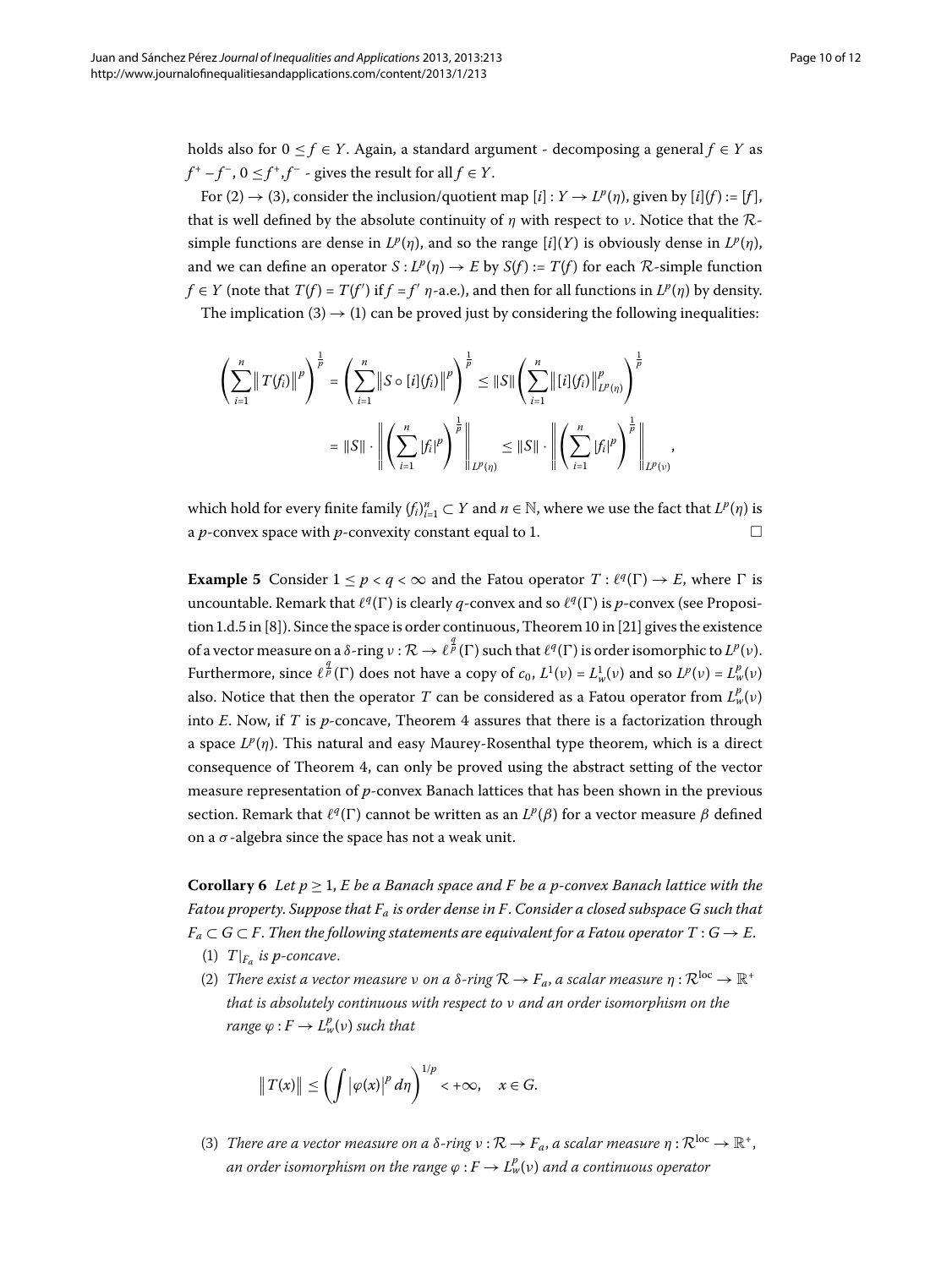holds also for $0 \leq f \in Y$. Again, a standard argument - decomposing a general $f \in Y$ as $f^+ - f^-$, $0 \leq f^+, f^-$ - gives the result for all $f \in Y$.

For (2) → (3), consider the inclusion/quotient map $[i] : Y \to L^p(\eta)$, given by $[i](f) := [f]$, that is well defined by the absolute continuity of $\eta$ with respect to $\nu$. Notice that the $\mathcal{R}$-simple functions are dense in $L^p(\eta)$, and so the range $[i](Y)$ is obviously dense in $L^p(\eta)$, and we can define an operator $S : L^p(\eta) \to E$ by $S(f) := T(f)$ for each $\mathcal{R}$-simple function $f \in Y$ (note that $T(f) = T(f')$ if $f = f'$ $\eta$-a.e.), and then for all functions in $L^p(\eta)$ by density.

The implication (3) → (1) can be proved just by considering the following inequalities:

$$
\begin{aligned}
\left( \sum_{i=1}^{n} \| T(f_i) \|^p \right)^{\frac{1}{p}} &= \left( \sum_{i=1}^{n} \| S \circ [i](f_i) \|^p \right)^{\frac{1}{p}} \leq \|S\| \left( \sum_{i=1}^{n} \| [i](f_i) \|_{L^p(\eta)}^p \right)^{\frac{1}{p}} \\
&= \|S\| \cdot \left\| \left( \sum_{i=1}^{n} |f_i|^p \right)^{\frac{1}{p}} \right\|_{L^p(\eta)} \leq \|S\| \cdot \left\| \left( \sum_{i=1}^{n} |f_i|^p \right)^{\frac{1}{p}} \right\|_{L^p(\nu)},
\end{aligned}
$$

which hold for every finite family $(f_i)_{i=1}^n \subset Y$ and $n \in \mathbb{N}$, where we use the fact that $L^p(\eta)$ is a $p$-convex space with $p$-convexity constant equal to 1. □

**Example 5** Consider $1 \leq p < q < \infty$ and the Fatou operator $T : \ell^q(\Gamma) \to E$, where $\Gamma$ is uncountable. Remark that $\ell^q(\Gamma)$ is clearly $q$-convex and so $\ell^q(\Gamma)$ is $p$-convex (see Proposition 1.d.5 in [8]). Since the space is order continuous, Theorem 10 in [21] gives the existence of a vector measure on a $\delta$-ring $\nu : \mathcal{R} \to \ell^{\frac{q}{p}}(\Gamma)$ such that $\ell^q(\Gamma)$ is order isomorphic to $L^p(\nu)$. Furthermore, since $\ell^{\frac{q}{p}}(\Gamma)$ does not have a copy of $c_0$, $L^1(\nu) = L^1_w(\nu)$ and so $L^p(\nu) = L^p_w(\nu)$ also. Notice that then the operator $T$ can be considered as a Fatou operator from $L^p_w(\nu)$ into $E$. Now, if $T$ is $p$-concave, Theorem 4 assures that there is a factorization through a space $L^p(\eta)$. This natural and easy Maurey-Rosenthal type theorem, which is a direct consequence of Theorem 4, can only be proved using the abstract setting of the vector measure representation of $p$-convex Banach lattices that has been shown in the previous section. Remark that $\ell^q(\Gamma)$ cannot be written as an $L^p(\beta)$ for a vector measure $\beta$ defined on a $\sigma$-algebra since the space has not a weak unit.

**Corollary 6** *Let $p \geq 1$, $E$ be a Banach space and $F$ be a $p$-convex Banach lattice with the Fatou property. Suppose that $F_a$ is order dense in $F$. Consider a closed subspace $G$ such that $F_a \subset G \subset F$. Then the following statements are equivalent for a Fatou operator $T : G \to E$.*

1. *$T|_{F_a}$ is $p$-concave.*
2. *There exist a vector measure $\nu$ on a $\delta$-ring $\mathcal{R} \to F_a$, a scalar measure $\eta : \mathcal{R}^{\text{loc}} \to \mathbb{R}^+$ that is absolutely continuous with respect to $\nu$ and an order isomorphism on the range $\varphi : F \to L^p_w(\nu)$ such that*

$$
\| T(x) \| \leq \left( \int |\varphi(x)|^p \, d\eta \right)^{1/p} < +\infty, \quad x \in G.
$$

3. *There are a vector measure on a $\delta$-ring $\nu : \mathcal{R} \to F_a$, a scalar measure $\eta : \mathcal{R}^{\text{loc}} \to \mathbb{R}^+$, an order isomorphism on the range $\varphi : F \to L^p_w(\nu)$ and a continuous operator*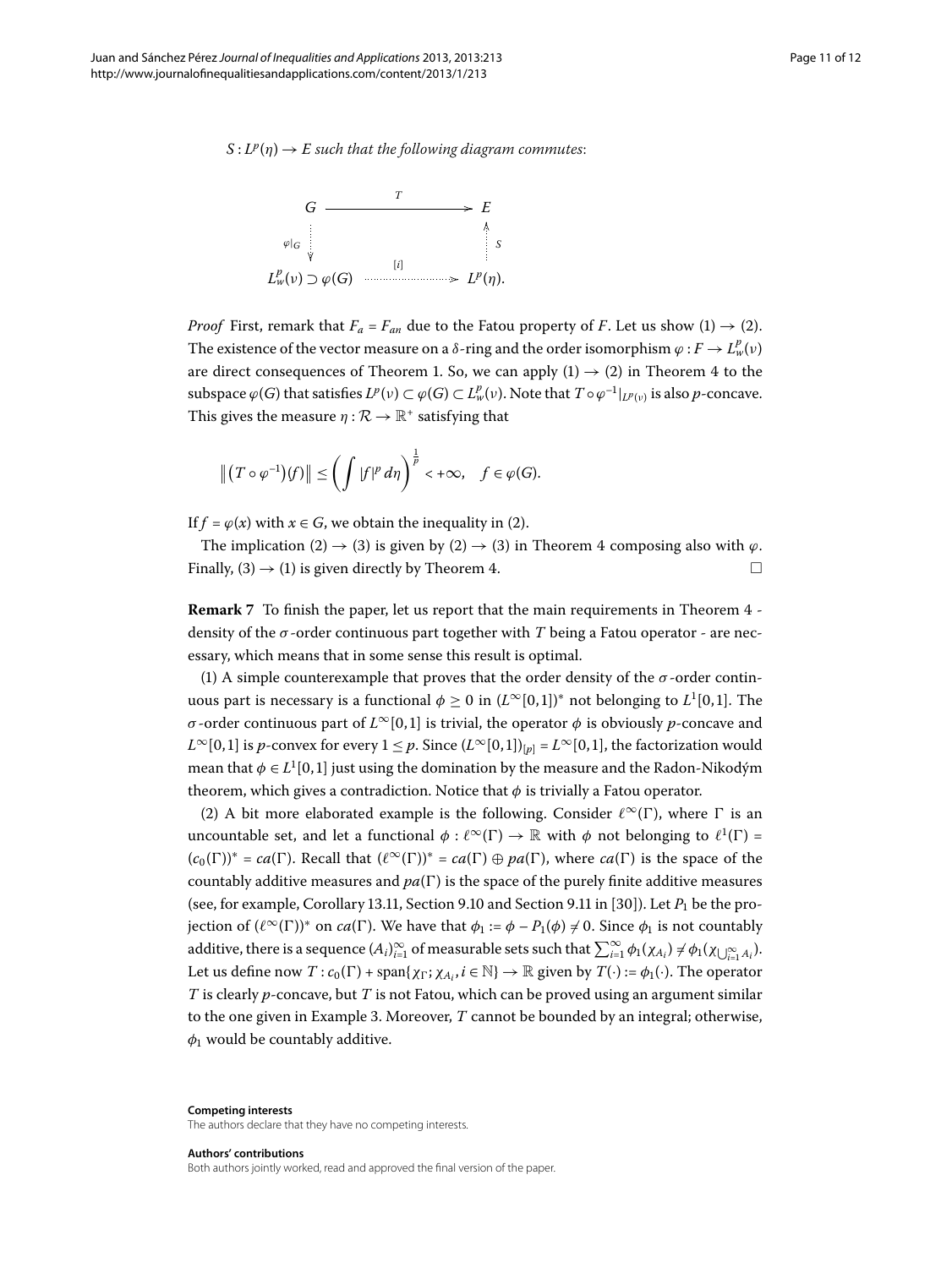$S : L^p(\eta) \to E$ *such that the following diagram commutes*:

$$\begin{array}{ccc} G & \xrightarrow{\quad T \quad} & E \\ \varphi|_G \Big\downarrow & & \Big\uparrow S \\ L^p_w(\nu) \supset \varphi(G) & \xrightarrow{\quad [i] \quad} & L^p(\eta). \end{array}$$

*Proof* First, remark that $F_a = F_{an}$ due to the Fatou property of $F$. Let us show (1) → (2). The existence of the vector measure on a $\delta$-ring and the order isomorphism $\varphi : F \to L^p_w(\nu)$ are direct consequences of Theorem 1. So, we can apply (1) → (2) in Theorem 4 to the subspace $\varphi(G)$ that satisfies $L^p(\nu) \subset \varphi(G) \subset L^p_w(\nu)$. Note that $T \circ \varphi^{-1}|_{L^p(\nu)}$ is also $p$-concave. This gives the measure $\eta : \mathcal{R} \to \mathbb{R}^+$ satisfying that

$$\left\| \left(T \circ \varphi^{-1}\right)(f) \right\| \le \left( \int |f|^p \, d\eta \right)^{\frac{1}{p}} < +\infty, \quad f \in \varphi(G).$$

If $f = \varphi(x)$ with $x \in G$, we obtain the inequality in (2).

The implication (2) → (3) is given by (2) → (3) in Theorem 4 composing also with $\varphi$. Finally, (3) → (1) is given directly by Theorem 4. □

**Remark 7** To finish the paper, let us report that the main requirements in Theorem 4 - density of the $\sigma$-order continuous part together with $T$ being a Fatou operator - are necessary, which means that in some sense this result is optimal.

(1) A simple counterexample that proves that the order density of the $\sigma$-order continuous part is necessary is a functional $\phi \ge 0$ in $(L^\infty[0,1])^*$ not belonging to $L^1[0,1]$. The $\sigma$-order continuous part of $L^\infty[0,1]$ is trivial, the operator $\phi$ is obviously $p$-concave and $L^\infty[0,1]$ is $p$-convex for every $1 \le p$. Since $(L^\infty[0,1])_{[p]} = L^\infty[0,1]$, the factorization would mean that $\phi \in L^1[0,1]$ just using the domination by the measure and the Radon-Nikodým theorem, which gives a contradiction. Notice that $\phi$ is trivially a Fatou operator.

(2) A bit more elaborated example is the following. Consider $\ell^\infty(\Gamma)$, where $\Gamma$ is an uncountable set, and let a functional $\phi : \ell^\infty(\Gamma) \to \mathbb{R}$ with $\phi$ not belonging to $\ell^1(\Gamma) = (c_0(\Gamma))^* = ca(\Gamma)$. Recall that $(\ell^\infty(\Gamma))^* = ca(\Gamma) \oplus pa(\Gamma)$, where $ca(\Gamma)$ is the space of the countably additive measures and $pa(\Gamma)$ is the space of the purely finite additive measures (see, for example, Corollary 13.11, Section 9.10 and Section 9.11 in [30]). Let $P_1$ be the projection of $(\ell^\infty(\Gamma))^*$ on $ca(\Gamma)$. We have that $\phi_1 := \phi - P_1(\phi) \neq 0$. Since $\phi_1$ is not countably additive, there is a sequence $(A_i)_{i=1}^\infty$ of measurable sets such that $\sum_{i=1}^\infty \phi_1(\chi_{A_i}) \neq \phi_1(\chi_{\bigcup_{i=1}^\infty A_i})$. Let us define now $T : c_0(\Gamma) + \operatorname{span}\{\chi_\Gamma; \chi_{A_i}, i \in \mathbb{N}\} \to \mathbb{R}$ given by $T(\cdot) := \phi_1(\cdot)$. The operator $T$ is clearly $p$-concave, but $T$ is not Fatou, which can be proved using an argument similar to the one given in Example 3. Moreover, $T$ cannot be bounded by an integral; otherwise, $\phi_1$ would be countably additive.

**Competing interests**

The authors declare that they have no competing interests.

**Authors' contributions**

Both authors jointly worked, read and approved the final version of the paper.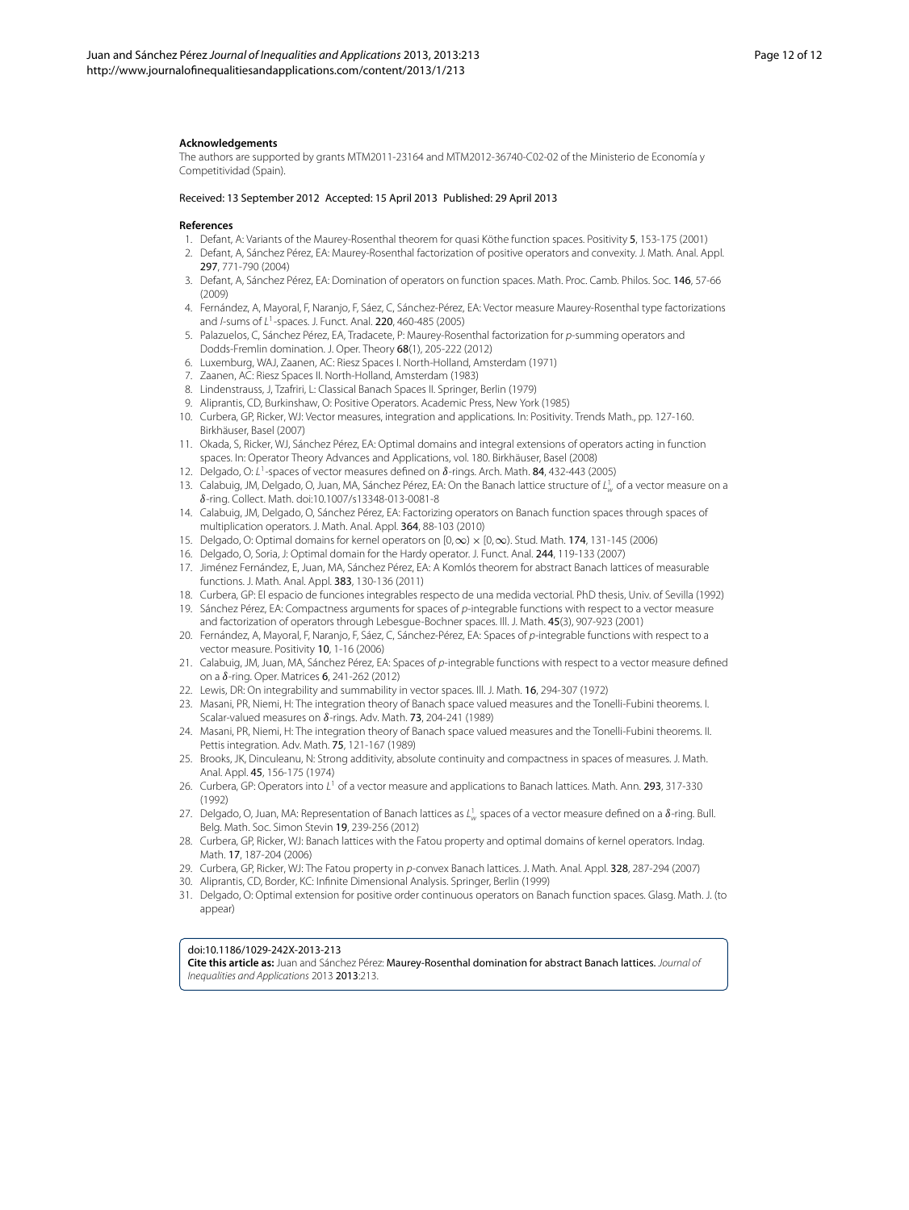#### Acknowledgements

The authors are supported by grants MTM2011-23164 and MTM2012-36740-C02-02 of the Ministerio de Economía y Competitividad (Spain).

Received: 13 September 2012 Accepted: 15 April 2013 Published: 29 April 2013

#### References

1. Defant, A: Variants of the Maurey-Rosenthal theorem for quasi Köthe function spaces. Positivity **5**, 153-175 (2001)
2. Defant, A, Sánchez Pérez, EA: Maurey-Rosenthal factorization of positive operators and convexity. J. Math. Anal. Appl. **297**, 771-790 (2004)
3. Defant, A, Sánchez Pérez, EA: Domination of operators on function spaces. Math. Proc. Camb. Philos. Soc. **146**, 57-66 (2009)
4. Fernández, A, Mayoral, F, Naranjo, F, Sáez, C, Sánchez-Pérez, EA: Vector measure Maurey-Rosenthal type factorizations and $l$-sums of $L^1$-spaces. J. Funct. Anal. **220**, 460-485 (2005)
5. Palazuelos, C, Sánchez Pérez, EA, Tradacete, P: Maurey-Rosenthal factorization for $p$-summing operators and Dodds-Fremlin domination. J. Oper. Theory **68**(1), 205-222 (2012)
6. Luxemburg, WAJ, Zaanen, AC: Riesz Spaces I. North-Holland, Amsterdam (1971)
7. Zaanen, AC: Riesz Spaces II. North-Holland, Amsterdam (1983)
8. Lindenstrauss, J, Tzafriri, L: Classical Banach Spaces II. Springer, Berlin (1979)
9. Aliprantis, CD, Burkinshaw, O: Positive Operators. Academic Press, New York (1985)
10. Curbera, GP, Ricker, WJ: Vector measures, integration and applications. In: Positivity. Trends Math., pp. 127-160. Birkhäuser, Basel (2007)
11. Okada, S, Ricker, WJ, Sánchez Pérez, EA: Optimal domains and integral extensions of operators acting in function spaces. In: Operator Theory Advances and Applications, vol. 180. Birkhäuser, Basel (2008)
12. Delgado, O: $L^1$-spaces of vector measures defined on $\delta$-rings. Arch. Math. **84**, 432-443 (2005)
13. Calabuig, JM, Delgado, O, Juan, MA, Sánchez Pérez, EA: On the Banach lattice structure of $L^1_w$ of a vector measure on a $\delta$-ring. Collect. Math. doi:10.1007/s13348-013-0081-8
14. Calabuig, JM, Delgado, O, Sánchez Pérez, EA: Factorizing operators on Banach function spaces through spaces of multiplication operators. J. Math. Anal. Appl. **364**, 88-103 (2010)
15. Delgado, O: Optimal domains for kernel operators on $[0,\infty) \times [0,\infty)$. Stud. Math. **174**, 131-145 (2006)
16. Delgado, O, Soria, J: Optimal domain for the Hardy operator. J. Funct. Anal. **244**, 119-133 (2007)
17. Jiménez Fernández, E, Juan, MA, Sánchez Pérez, EA: A Komlós theorem for abstract Banach lattices of measurable functions. J. Math. Anal. Appl. **383**, 130-136 (2011)
18. Curbera, GP: El espacio de funciones integrables respecto de una medida vectorial. PhD thesis, Univ. of Sevilla (1992)
19. Sánchez Pérez, EA: Compactness arguments for spaces of $p$-integrable functions with respect to a vector measure and factorization of operators through Lebesgue-Bochner spaces. Ill. J. Math. **45**(3), 907-923 (2001)
20. Fernández, A, Mayoral, F, Naranjo, F, Sáez, C, Sánchez-Pérez, EA: Spaces of $p$-integrable functions with respect to a vector measure. Positivity **10**, 1-16 (2006)
21. Calabuig, JM, Juan, MA, Sánchez Pérez, EA: Spaces of $p$-integrable functions with respect to a vector measure defined on a $\delta$-ring. Oper. Matrices **6**, 241-262 (2012)
22. Lewis, DR: On integrability and summability in vector spaces. Ill. J. Math. **16**, 294-307 (1972)
23. Masani, PR, Niemi, H: The integration theory of Banach space valued measures and the Tonelli-Fubini theorems. I. Scalar-valued measures on $\delta$-rings. Adv. Math. **73**, 204-241 (1989)
24. Masani, PR, Niemi, H: The integration theory of Banach space valued measures and the Tonelli-Fubini theorems. II. Pettis integration. Adv. Math. **75**, 121-167 (1989)
25. Brooks, JK, Dinculeanu, N: Strong additivity, absolute continuity and compactness in spaces of measures. J. Math. Anal. Appl. **45**, 156-175 (1974)
26. Curbera, GP: Operators into $L^1$ of a vector measure and applications to Banach lattices. Math. Ann. **293**, 317-330 (1992)
27. Delgado, O, Juan, MA: Representation of Banach lattices as $L^1_w$ spaces of a vector measure defined on a $\delta$-ring. Bull. Belg. Math. Soc. Simon Stevin **19**, 239-256 (2012)
28. Curbera, GP, Ricker, WJ: Banach lattices with the Fatou property and optimal domains of kernel operators. Indag. Math. **17**, 187-204 (2006)
29. Curbera, GP, Ricker, WJ: The Fatou property in $p$-convex Banach lattices. J. Math. Anal. Appl. **328**, 287-294 (2007)
30. Aliprantis, CD, Border, KC: Infinite Dimensional Analysis. Springer, Berlin (1999)
31. Delgado, O: Optimal extension for positive order continuous operators on Banach function spaces. Glasg. Math. J. (to appear)

doi:10.1186/1029-242X-2013-213

**Cite this article as:** Juan and Sánchez Pérez: **Maurey-Rosenthal domination for abstract Banach lattices.** *Journal of Inequalities and Applications* 2013 **2013**:213.